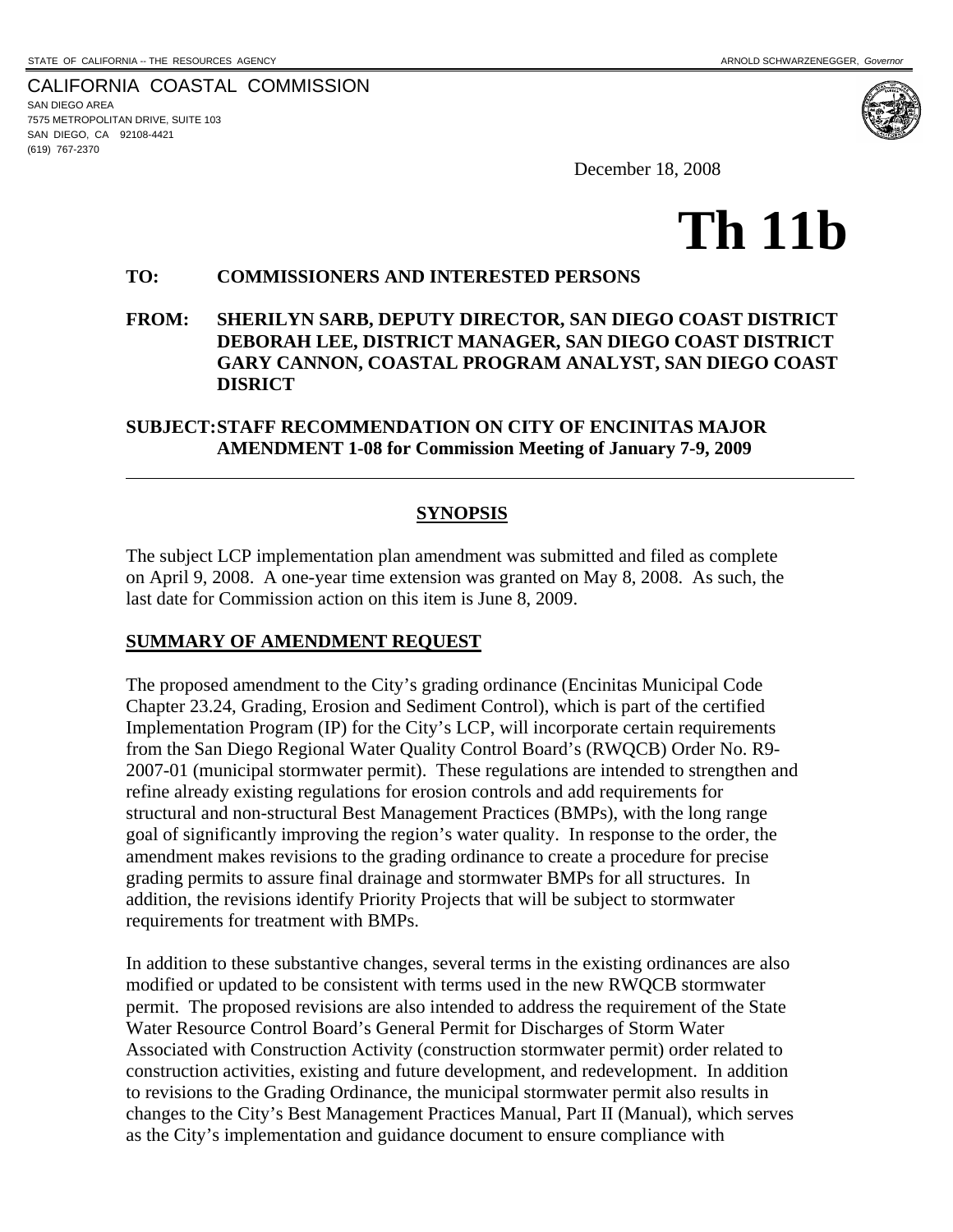STATE OF CALIFORNIA -- THE RESOURCES AGENCY ARNOLD SCHWARZENEGGER, *Governor*

CALIFORNIA COASTAL COMMISSION
SAN DIEGO AREA
7575 METROPOLITAN DRIVE, SUITE 103
SAN DIEGO, CA 92108-4421
(619) 767-2370

December 18, 2008

# Th 11b

**TO: COMMISSIONERS AND INTERESTED PERSONS**

**FROM: SHERILYN SARB, DEPUTY DIRECTOR, SAN DIEGO COAST DISTRICT
DEBORAH LEE, DISTRICT MANAGER, SAN DIEGO COAST DISTRICT
GARY CANNON, COASTAL PROGRAM ANALYST, SAN DIEGO COAST DISRICT**

**SUBJECT: STAFF RECOMMENDATION ON CITY OF ENCINITAS MAJOR AMENDMENT 1-08 for Commission Meeting of January 7-9, 2009**

---

## SYNOPSIS

The subject LCP implementation plan amendment was submitted and filed as complete on April 9, 2008. A one-year time extension was granted on May 8, 2008. As such, the last date for Commission action on this item is June 8, 2009.

### SUMMARY OF AMENDMENT REQUEST

The proposed amendment to the City's grading ordinance (Encinitas Municipal Code Chapter 23.24, Grading, Erosion and Sediment Control), which is part of the certified Implementation Program (IP) for the City's LCP, will incorporate certain requirements from the San Diego Regional Water Quality Control Board's (RWQCB) Order No. R9-2007-01 (municipal stormwater permit). These regulations are intended to strengthen and refine already existing regulations for erosion controls and add requirements for structural and non-structural Best Management Practices (BMPs), with the long range goal of significantly improving the region's water quality. In response to the order, the amendment makes revisions to the grading ordinance to create a procedure for precise grading permits to assure final drainage and stormwater BMPs for all structures. In addition, the revisions identify Priority Projects that will be subject to stormwater requirements for treatment with BMPs.

In addition to these substantive changes, several terms in the existing ordinances are also modified or updated to be consistent with terms used in the new RWQCB stormwater permit. The proposed revisions are also intended to address the requirement of the State Water Resource Control Board's General Permit for Discharges of Storm Water Associated with Construction Activity (construction stormwater permit) order related to construction activities, existing and future development, and redevelopment. In addition to revisions to the Grading Ordinance, the municipal stormwater permit also results in changes to the City's Best Management Practices Manual, Part II (Manual), which serves as the City's implementation and guidance document to ensure compliance with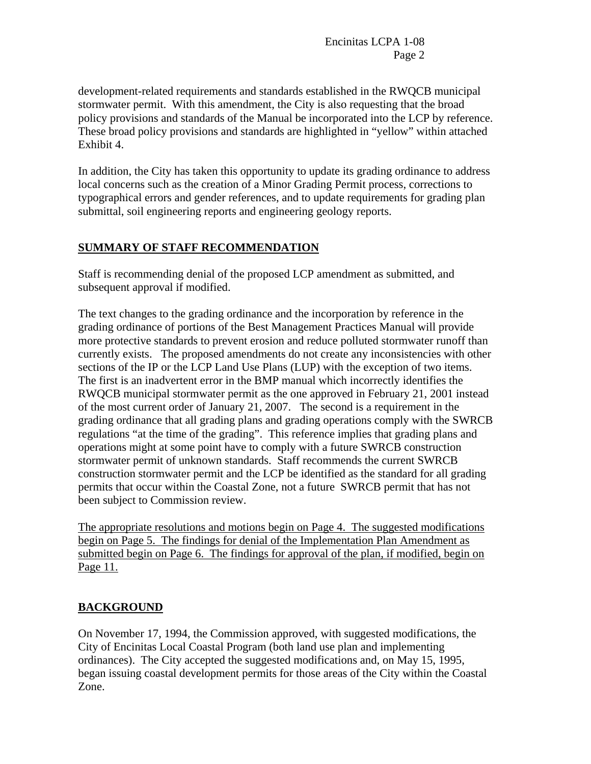development-related requirements and standards established in the RWQCB municipal stormwater permit. With this amendment, the City is also requesting that the broad policy provisions and standards of the Manual be incorporated into the LCP by reference. These broad policy provisions and standards are highlighted in "yellow" within attached Exhibit 4.

In addition, the City has taken this opportunity to update its grading ordinance to address local concerns such as the creation of a Minor Grading Permit process, corrections to typographical errors and gender references, and to update requirements for grading plan submittal, soil engineering reports and engineering geology reports.

## SUMMARY OF STAFF RECOMMENDATION

Staff is recommending denial of the proposed LCP amendment as submitted, and subsequent approval if modified.

The text changes to the grading ordinance and the incorporation by reference in the grading ordinance of portions of the Best Management Practices Manual will provide more protective standards to prevent erosion and reduce polluted stormwater runoff than currently exists. The proposed amendments do not create any inconsistencies with other sections of the IP or the LCP Land Use Plans (LUP) with the exception of two items. The first is an inadvertent error in the BMP manual which incorrectly identifies the RWQCB municipal stormwater permit as the one approved in February 21, 2001 instead of the most current order of January 21, 2007. The second is a requirement in the grading ordinance that all grading plans and grading operations comply with the SWRCB regulations "at the time of the grading". This reference implies that grading plans and operations might at some point have to comply with a future SWRCB construction stormwater permit of unknown standards. Staff recommends the current SWRCB construction stormwater permit and the LCP be identified as the standard for all grading permits that occur within the Coastal Zone, not a future SWRCB permit that has not been subject to Commission review.

The appropriate resolutions and motions begin on Page 4. The suggested modifications begin on Page 5. The findings for denial of the Implementation Plan Amendment as submitted begin on Page 6. The findings for approval of the plan, if modified, begin on Page 11.

## BACKGROUND

On November 17, 1994, the Commission approved, with suggested modifications, the City of Encinitas Local Coastal Program (both land use plan and implementing ordinances). The City accepted the suggested modifications and, on May 15, 1995, began issuing coastal development permits for those areas of the City within the Coastal Zone.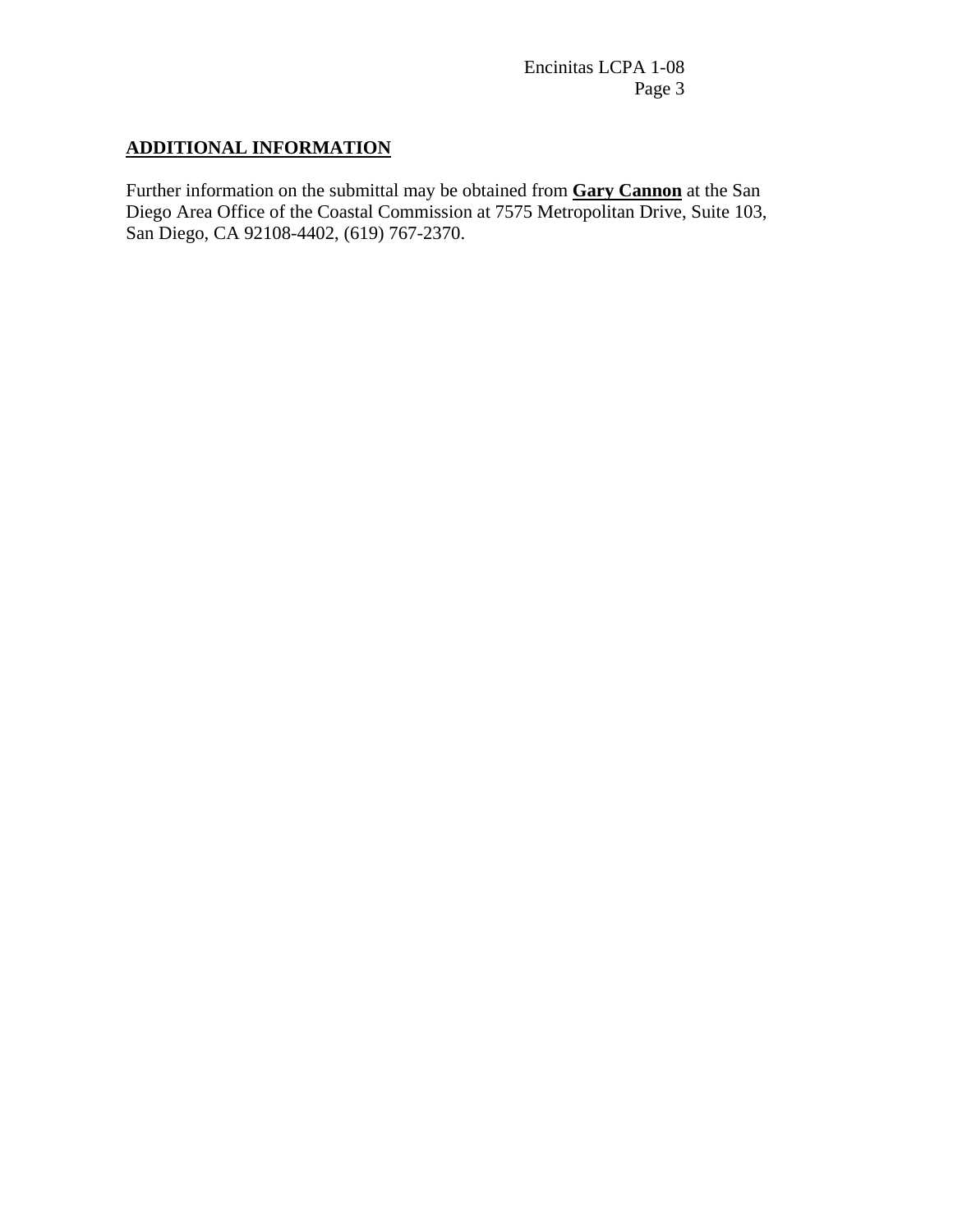## ADDITIONAL INFORMATION

Further information on the submittal may be obtained from **Gary Cannon** at the San Diego Area Office of the Coastal Commission at 7575 Metropolitan Drive, Suite 103, San Diego, CA 92108-4402, (619) 767-2370.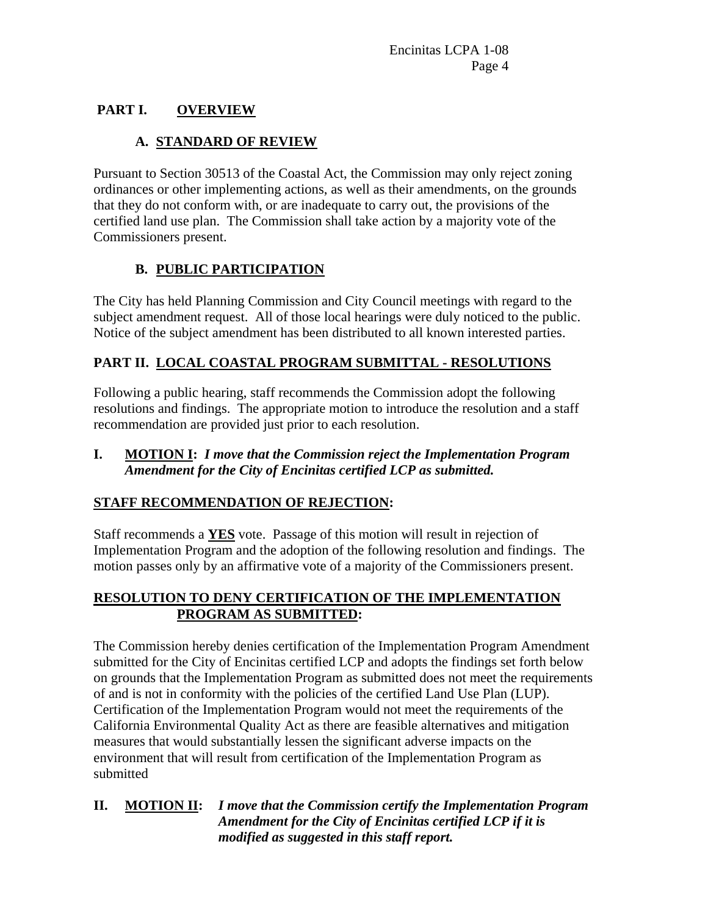## PART I. OVERVIEW

### A. STANDARD OF REVIEW

Pursuant to Section 30513 of the Coastal Act, the Commission may only reject zoning ordinances or other implementing actions, as well as their amendments, on the grounds that they do not conform with, or are inadequate to carry out, the provisions of the certified land use plan. The Commission shall take action by a majority vote of the Commissioners present.

### B. PUBLIC PARTICIPATION

The City has held Planning Commission and City Council meetings with regard to the subject amendment request. All of those local hearings were duly noticed to the public. Notice of the subject amendment has been distributed to all known interested parties.

## PART II. LOCAL COASTAL PROGRAM SUBMITTAL - RESOLUTIONS

Following a public hearing, staff recommends the Commission adopt the following resolutions and findings. The appropriate motion to introduce the resolution and a staff recommendation are provided just prior to each resolution.

**I. MOTION I:** ***I move that the Commission reject the Implementation Program Amendment for the City of Encinitas certified LCP as submitted.***

**STAFF RECOMMENDATION OF REJECTION:**

Staff recommends a **YES** vote. Passage of this motion will result in rejection of Implementation Program and the adoption of the following resolution and findings. The motion passes only by an affirmative vote of a majority of the Commissioners present.

**RESOLUTION TO DENY CERTIFICATION OF THE IMPLEMENTATION PROGRAM AS SUBMITTED:**

The Commission hereby denies certification of the Implementation Program Amendment submitted for the City of Encinitas certified LCP and adopts the findings set forth below on grounds that the Implementation Program as submitted does not meet the requirements of and is not in conformity with the policies of the certified Land Use Plan (LUP). Certification of the Implementation Program would not meet the requirements of the California Environmental Quality Act as there are feasible alternatives and mitigation measures that would substantially lessen the significant adverse impacts on the environment that will result from certification of the Implementation Program as submitted

**II. MOTION II:** ***I move that the Commission certify the Implementation Program Amendment for the City of Encinitas certified LCP if it is modified as suggested in this staff report.***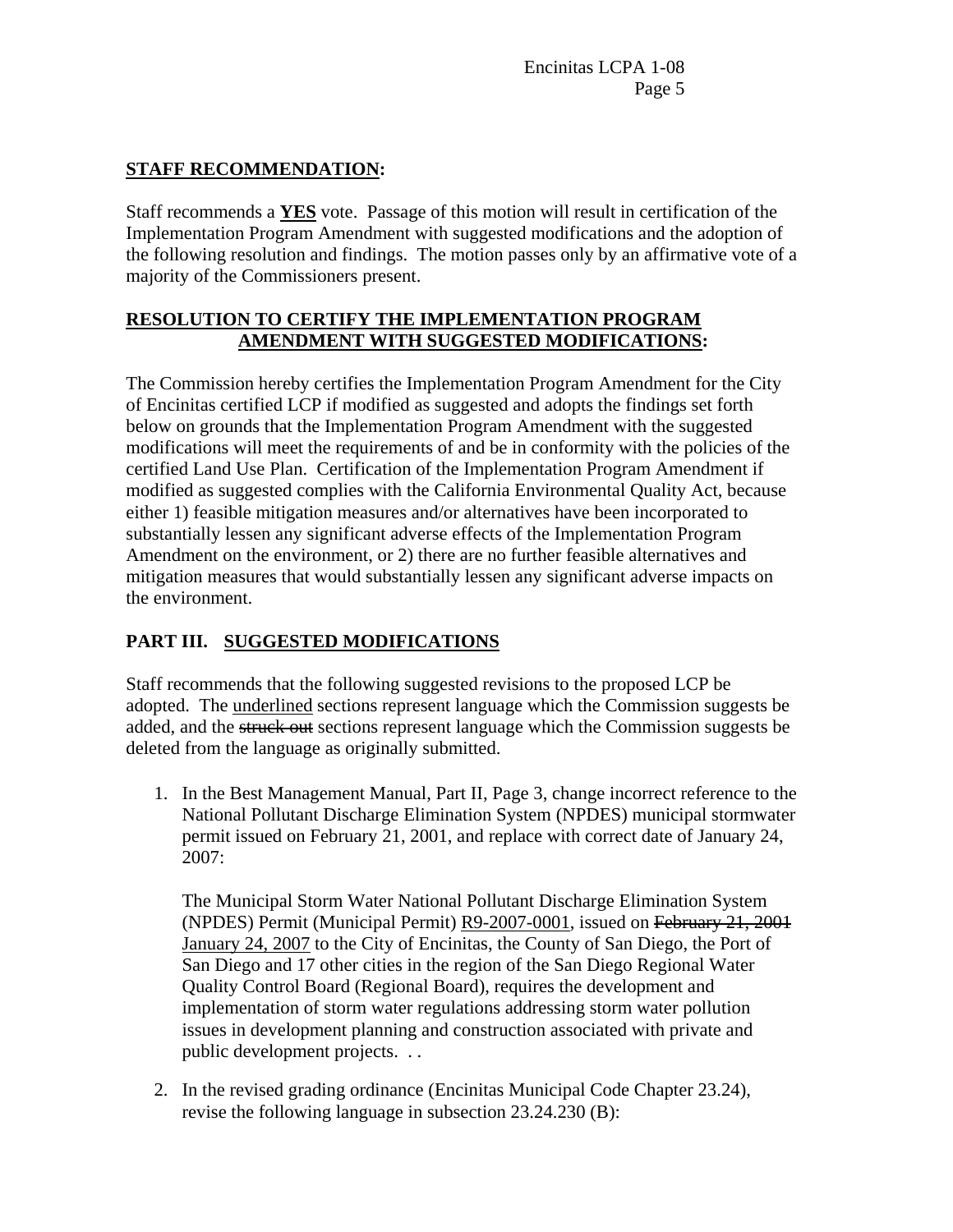**STAFF RECOMMENDATION:**

Staff recommends a **YES** vote. Passage of this motion will result in certification of the Implementation Program Amendment with suggested modifications and the adoption of the following resolution and findings. The motion passes only by an affirmative vote of a majority of the Commissioners present.

**RESOLUTION TO CERTIFY THE IMPLEMENTATION PROGRAM AMENDMENT WITH SUGGESTED MODIFICATIONS:**

The Commission hereby certifies the Implementation Program Amendment for the City of Encinitas certified LCP if modified as suggested and adopts the findings set forth below on grounds that the Implementation Program Amendment with the suggested modifications will meet the requirements of and be in conformity with the policies of the certified Land Use Plan. Certification of the Implementation Program Amendment if modified as suggested complies with the California Environmental Quality Act, because either 1) feasible mitigation measures and/or alternatives have been incorporated to substantially lessen any significant adverse effects of the Implementation Program Amendment on the environment, or 2) there are no further feasible alternatives and mitigation measures that would substantially lessen any significant adverse impacts on the environment.

## PART III. SUGGESTED MODIFICATIONS

Staff recommends that the following suggested revisions to the proposed LCP be adopted. The <u>underlined</u> sections represent language which the Commission suggests be added, and the ~~struck out~~ sections represent language which the Commission suggests be deleted from the language as originally submitted.

1. In the Best Management Manual, Part II, Page 3, change incorrect reference to the National Pollutant Discharge Elimination System (NPDES) municipal stormwater permit issued on February 21, 2001, and replace with correct date of January 24, 2007:

   The Municipal Storm Water National Pollutant Discharge Elimination System (NPDES) Permit (Municipal Permit) <u>R9-2007-0001</u>, issued on ~~February 21, 2001~~ <u>January 24, 2007</u> to the City of Encinitas, the County of San Diego, the Port of San Diego and 17 other cities in the region of the San Diego Regional Water Quality Control Board (Regional Board), requires the development and implementation of storm water regulations addressing storm water pollution issues in development planning and construction associated with private and public development projects. . .

2. In the revised grading ordinance (Encinitas Municipal Code Chapter 23.24), revise the following language in subsection 23.24.230 (B):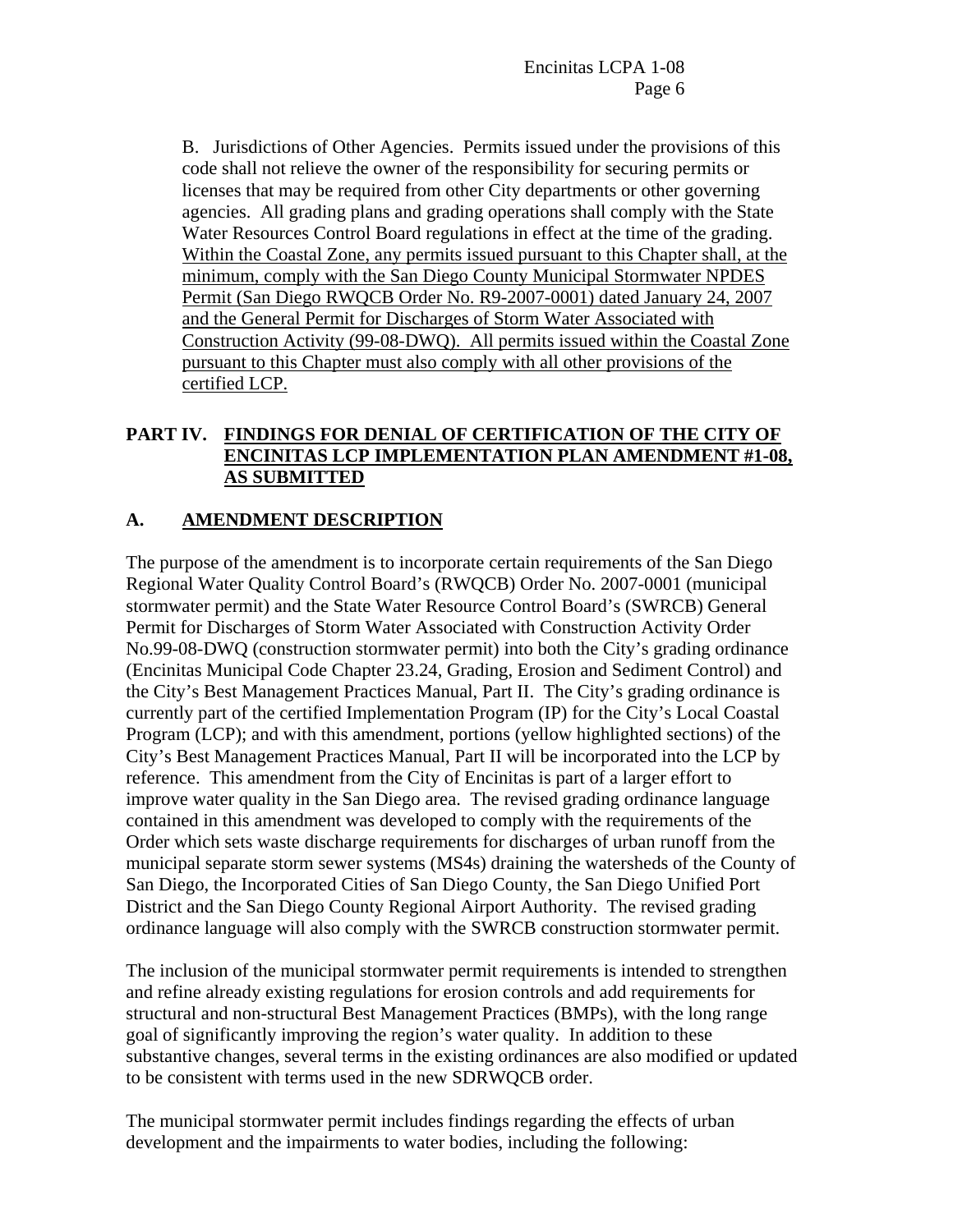B. Jurisdictions of Other Agencies. Permits issued under the provisions of this code shall not relieve the owner of the responsibility for securing permits or licenses that may be required from other City departments or other governing agencies. All grading plans and grading operations shall comply with the State Water Resources Control Board regulations in effect at the time of the grading. <u>Within the Coastal Zone, any permits issued pursuant to this Chapter shall, at the minimum, comply with the San Diego County Municipal Stormwater NPDES Permit (San Diego RWQCB Order No. R9-2007-0001) dated January 24, 2007 and the General Permit for Discharges of Storm Water Associated with Construction Activity (99-08-DWQ). All permits issued within the Coastal Zone pursuant to this Chapter must also comply with all other provisions of the certified LCP.</u>

## PART IV. FINDINGS FOR DENIAL OF CERTIFICATION OF THE CITY OF ENCINITAS LCP IMPLEMENTATION PLAN AMENDMENT #1-08, AS SUBMITTED

### A. AMENDMENT DESCRIPTION

The purpose of the amendment is to incorporate certain requirements of the San Diego Regional Water Quality Control Board's (RWQCB) Order No. 2007-0001 (municipal stormwater permit) and the State Water Resource Control Board's (SWRCB) General Permit for Discharges of Storm Water Associated with Construction Activity Order No.99-08-DWQ (construction stormwater permit) into both the City's grading ordinance (Encinitas Municipal Code Chapter 23.24, Grading, Erosion and Sediment Control) and the City's Best Management Practices Manual, Part II. The City's grading ordinance is currently part of the certified Implementation Program (IP) for the City's Local Coastal Program (LCP); and with this amendment, portions (yellow highlighted sections) of the City's Best Management Practices Manual, Part II will be incorporated into the LCP by reference. This amendment from the City of Encinitas is part of a larger effort to improve water quality in the San Diego area. The revised grading ordinance language contained in this amendment was developed to comply with the requirements of the Order which sets waste discharge requirements for discharges of urban runoff from the municipal separate storm sewer systems (MS4s) draining the watersheds of the County of San Diego, the Incorporated Cities of San Diego County, the San Diego Unified Port District and the San Diego County Regional Airport Authority. The revised grading ordinance language will also comply with the SWRCB construction stormwater permit.

The inclusion of the municipal stormwater permit requirements is intended to strengthen and refine already existing regulations for erosion controls and add requirements for structural and non-structural Best Management Practices (BMPs), with the long range goal of significantly improving the region's water quality. In addition to these substantive changes, several terms in the existing ordinances are also modified or updated to be consistent with terms used in the new SDRWQCB order.

The municipal stormwater permit includes findings regarding the effects of urban development and the impairments to water bodies, including the following: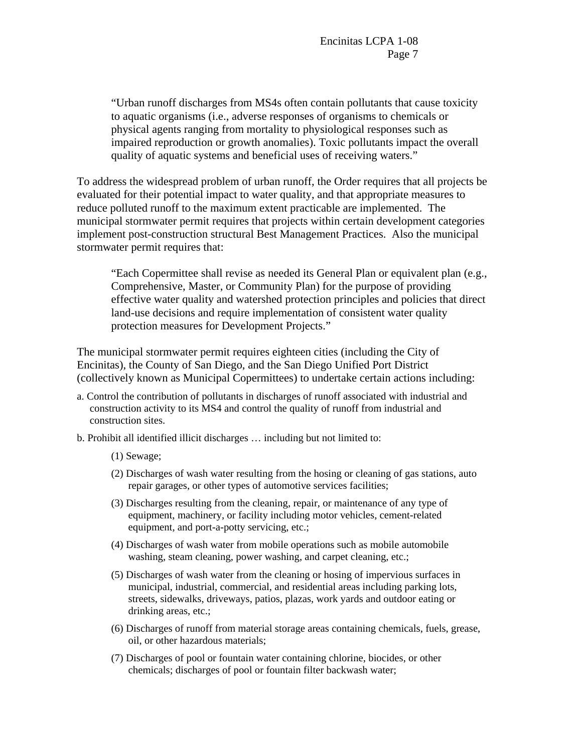> "Urban runoff discharges from MS4s often contain pollutants that cause toxicity to aquatic organisms (i.e., adverse responses of organisms to chemicals or physical agents ranging from mortality to physiological responses such as impaired reproduction or growth anomalies). Toxic pollutants impact the overall quality of aquatic systems and beneficial uses of receiving waters."

To address the widespread problem of urban runoff, the Order requires that all projects be evaluated for their potential impact to water quality, and that appropriate measures to reduce polluted runoff to the maximum extent practicable are implemented. The municipal stormwater permit requires that projects within certain development categories implement post-construction structural Best Management Practices. Also the municipal stormwater permit requires that:

> "Each Copermittee shall revise as needed its General Plan or equivalent plan (e.g., Comprehensive, Master, or Community Plan) for the purpose of providing effective water quality and watershed protection principles and policies that direct land-use decisions and require implementation of consistent water quality protection measures for Development Projects."

The municipal stormwater permit requires eighteen cities (including the City of Encinitas), the County of San Diego, and the San Diego Unified Port District (collectively known as Municipal Copermittees) to undertake certain actions including:

a. Control the contribution of pollutants in discharges of runoff associated with industrial and construction activity to its MS4 and control the quality of runoff from industrial and construction sites.

b. Prohibit all identified illicit discharges … including but not limited to:

  (1) Sewage;

  (2) Discharges of wash water resulting from the hosing or cleaning of gas stations, auto repair garages, or other types of automotive services facilities;

  (3) Discharges resulting from the cleaning, repair, or maintenance of any type of equipment, machinery, or facility including motor vehicles, cement-related equipment, and port-a-potty servicing, etc.;

  (4) Discharges of wash water from mobile operations such as mobile automobile washing, steam cleaning, power washing, and carpet cleaning, etc.;

  (5) Discharges of wash water from the cleaning or hosing of impervious surfaces in municipal, industrial, commercial, and residential areas including parking lots, streets, sidewalks, driveways, patios, plazas, work yards and outdoor eating or drinking areas, etc.;

  (6) Discharges of runoff from material storage areas containing chemicals, fuels, grease, oil, or other hazardous materials;

  (7) Discharges of pool or fountain water containing chlorine, biocides, or other chemicals; discharges of pool or fountain filter backwash water;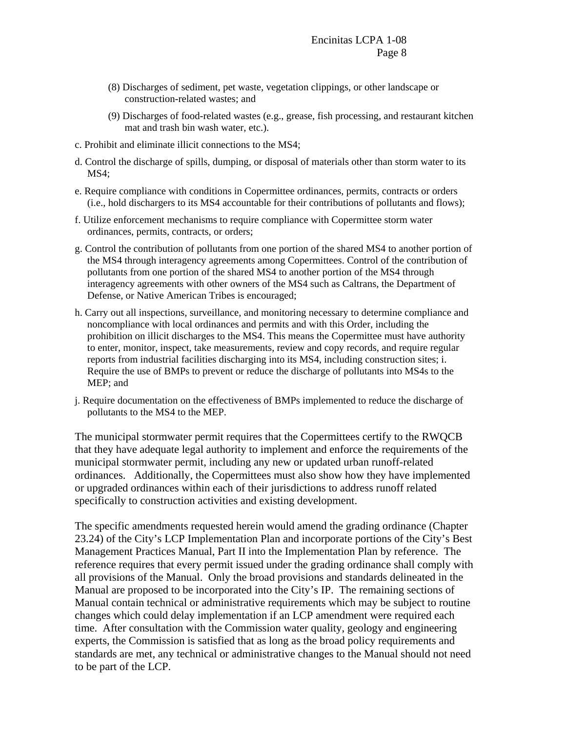(8) Discharges of sediment, pet waste, vegetation clippings, or other landscape or construction-related wastes; and

(9) Discharges of food-related wastes (e.g., grease, fish processing, and restaurant kitchen mat and trash bin wash water, etc.).

c. Prohibit and eliminate illicit connections to the MS4;

d. Control the discharge of spills, dumping, or disposal of materials other than storm water to its MS4;

e. Require compliance with conditions in Copermittee ordinances, permits, contracts or orders (i.e., hold dischargers to its MS4 accountable for their contributions of pollutants and flows);

f. Utilize enforcement mechanisms to require compliance with Copermittee storm water ordinances, permits, contracts, or orders;

g. Control the contribution of pollutants from one portion of the shared MS4 to another portion of the MS4 through interagency agreements among Copermittees. Control of the contribution of pollutants from one portion of the shared MS4 to another portion of the MS4 through interagency agreements with other owners of the MS4 such as Caltrans, the Department of Defense, or Native American Tribes is encouraged;

h. Carry out all inspections, surveillance, and monitoring necessary to determine compliance and noncompliance with local ordinances and permits and with this Order, including the prohibition on illicit discharges to the MS4. This means the Copermittee must have authority to enter, monitor, inspect, take measurements, review and copy records, and require regular reports from industrial facilities discharging into its MS4, including construction sites; i. Require the use of BMPs to prevent or reduce the discharge of pollutants into MS4s to the MEP; and

j. Require documentation on the effectiveness of BMPs implemented to reduce the discharge of pollutants to the MS4 to the MEP.

The municipal stormwater permit requires that the Copermittees certify to the RWQCB that they have adequate legal authority to implement and enforce the requirements of the municipal stormwater permit, including any new or updated urban runoff-related ordinances. Additionally, the Copermittees must also show how they have implemented or upgraded ordinances within each of their jurisdictions to address runoff related specifically to construction activities and existing development.

The specific amendments requested herein would amend the grading ordinance (Chapter 23.24) of the City's LCP Implementation Plan and incorporate portions of the City's Best Management Practices Manual, Part II into the Implementation Plan by reference. The reference requires that every permit issued under the grading ordinance shall comply with all provisions of the Manual. Only the broad provisions and standards delineated in the Manual are proposed to be incorporated into the City's IP. The remaining sections of Manual contain technical or administrative requirements which may be subject to routine changes which could delay implementation if an LCP amendment were required each time. After consultation with the Commission water quality, geology and engineering experts, the Commission is satisfied that as long as the broad policy requirements and standards are met, any technical or administrative changes to the Manual should not need to be part of the LCP.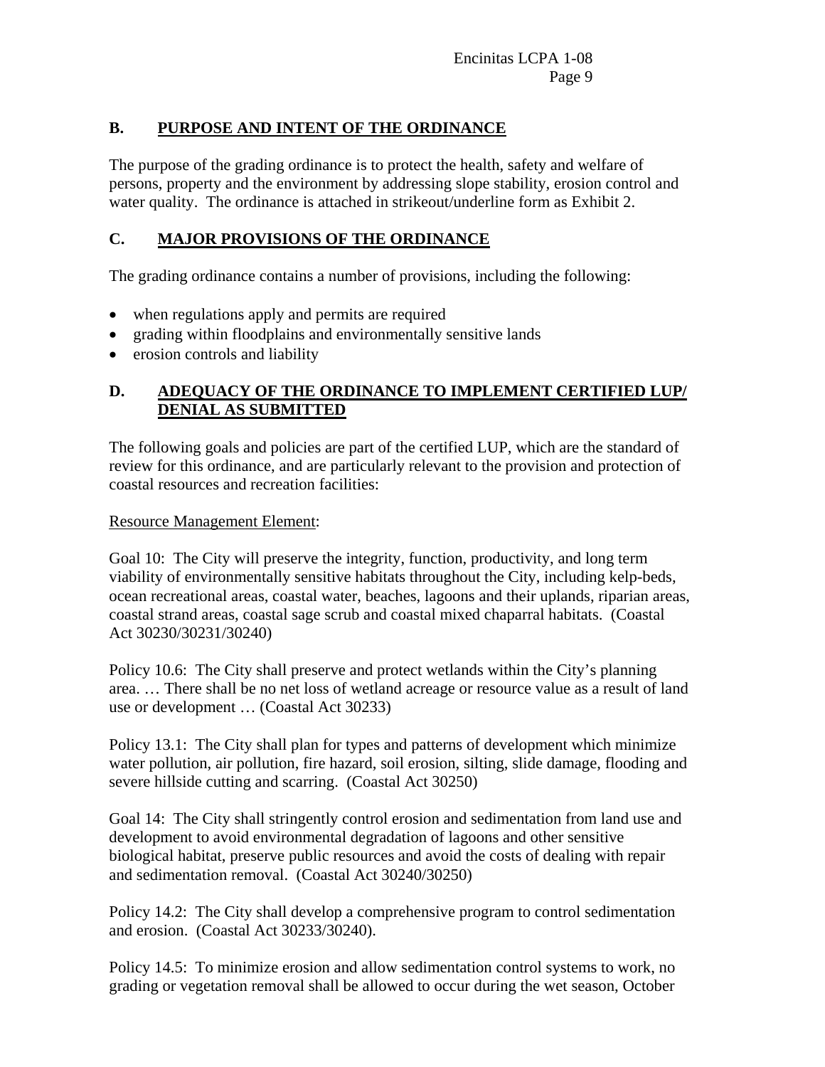## B. PURPOSE AND INTENT OF THE ORDINANCE

The purpose of the grading ordinance is to protect the health, safety and welfare of persons, property and the environment by addressing slope stability, erosion control and water quality. The ordinance is attached in strikeout/underline form as Exhibit 2.

## C. MAJOR PROVISIONS OF THE ORDINANCE

The grading ordinance contains a number of provisions, including the following:

- when regulations apply and permits are required
- grading within floodplains and environmentally sensitive lands
- erosion controls and liability

## D. ADEQUACY OF THE ORDINANCE TO IMPLEMENT CERTIFIED LUP/ DENIAL AS SUBMITTED

The following goals and policies are part of the certified LUP, which are the standard of review for this ordinance, and are particularly relevant to the provision and protection of coastal resources and recreation facilities:

Resource Management Element:

Goal 10: The City will preserve the integrity, function, productivity, and long term viability of environmentally sensitive habitats throughout the City, including kelp-beds, ocean recreational areas, coastal water, beaches, lagoons and their uplands, riparian areas, coastal strand areas, coastal sage scrub and coastal mixed chaparral habitats. (Coastal Act 30230/30231/30240)

Policy 10.6: The City shall preserve and protect wetlands within the City's planning area. … There shall be no net loss of wetland acreage or resource value as a result of land use or development … (Coastal Act 30233)

Policy 13.1: The City shall plan for types and patterns of development which minimize water pollution, air pollution, fire hazard, soil erosion, silting, slide damage, flooding and severe hillside cutting and scarring. (Coastal Act 30250)

Goal 14: The City shall stringently control erosion and sedimentation from land use and development to avoid environmental degradation of lagoons and other sensitive biological habitat, preserve public resources and avoid the costs of dealing with repair and sedimentation removal. (Coastal Act 30240/30250)

Policy 14.2: The City shall develop a comprehensive program to control sedimentation and erosion. (Coastal Act 30233/30240).

Policy 14.5: To minimize erosion and allow sedimentation control systems to work, no grading or vegetation removal shall be allowed to occur during the wet season, October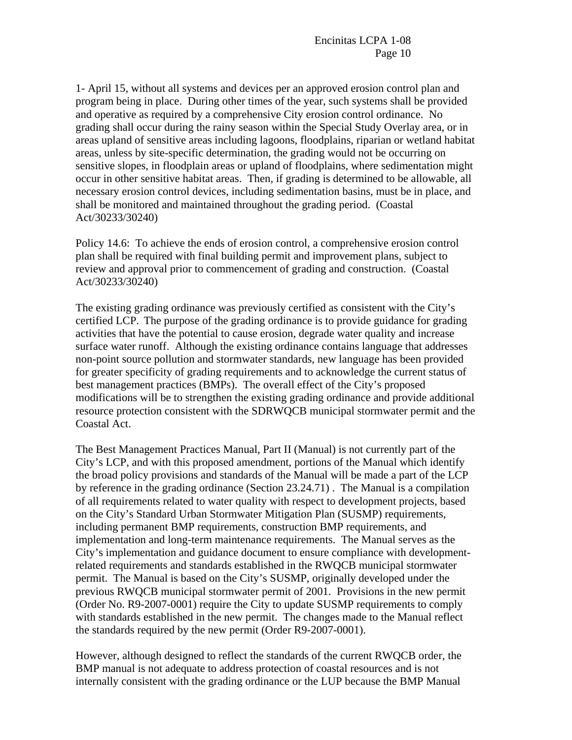1- April 15, without all systems and devices per an approved erosion control plan and program being in place. During other times of the year, such systems shall be provided and operative as required by a comprehensive City erosion control ordinance. No grading shall occur during the rainy season within the Special Study Overlay area, or in areas upland of sensitive areas including lagoons, floodplains, riparian or wetland habitat areas, unless by site-specific determination, the grading would not be occurring on sensitive slopes, in floodplain areas or upland of floodplains, where sedimentation might occur in other sensitive habitat areas. Then, if grading is determined to be allowable, all necessary erosion control devices, including sedimentation basins, must be in place, and shall be monitored and maintained throughout the grading period. (Coastal Act/30233/30240)

Policy 14.6: To achieve the ends of erosion control, a comprehensive erosion control plan shall be required with final building permit and improvement plans, subject to review and approval prior to commencement of grading and construction. (Coastal Act/30233/30240)

The existing grading ordinance was previously certified as consistent with the City's certified LCP. The purpose of the grading ordinance is to provide guidance for grading activities that have the potential to cause erosion, degrade water quality and increase surface water runoff. Although the existing ordinance contains language that addresses non-point source pollution and stormwater standards, new language has been provided for greater specificity of grading requirements and to acknowledge the current status of best management practices (BMPs). The overall effect of the City's proposed modifications will be to strengthen the existing grading ordinance and provide additional resource protection consistent with the SDRWQCB municipal stormwater permit and the Coastal Act.

The Best Management Practices Manual, Part II (Manual) is not currently part of the City's LCP, and with this proposed amendment, portions of the Manual which identify the broad policy provisions and standards of the Manual will be made a part of the LCP by reference in the grading ordinance (Section 23.24.71) . The Manual is a compilation of all requirements related to water quality with respect to development projects, based on the City's Standard Urban Stormwater Mitigation Plan (SUSMP) requirements, including permanent BMP requirements, construction BMP requirements, and implementation and long-term maintenance requirements. The Manual serves as the City's implementation and guidance document to ensure compliance with development-related requirements and standards established in the RWQCB municipal stormwater permit. The Manual is based on the City's SUSMP, originally developed under the previous RWQCB municipal stormwater permit of 2001. Provisions in the new permit (Order No. R9-2007-0001) require the City to update SUSMP requirements to comply with standards established in the new permit. The changes made to the Manual reflect the standards required by the new permit (Order R9-2007-0001).

However, although designed to reflect the standards of the current RWQCB order, the BMP manual is not adequate to address protection of coastal resources and is not internally consistent with the grading ordinance or the LUP because the BMP Manual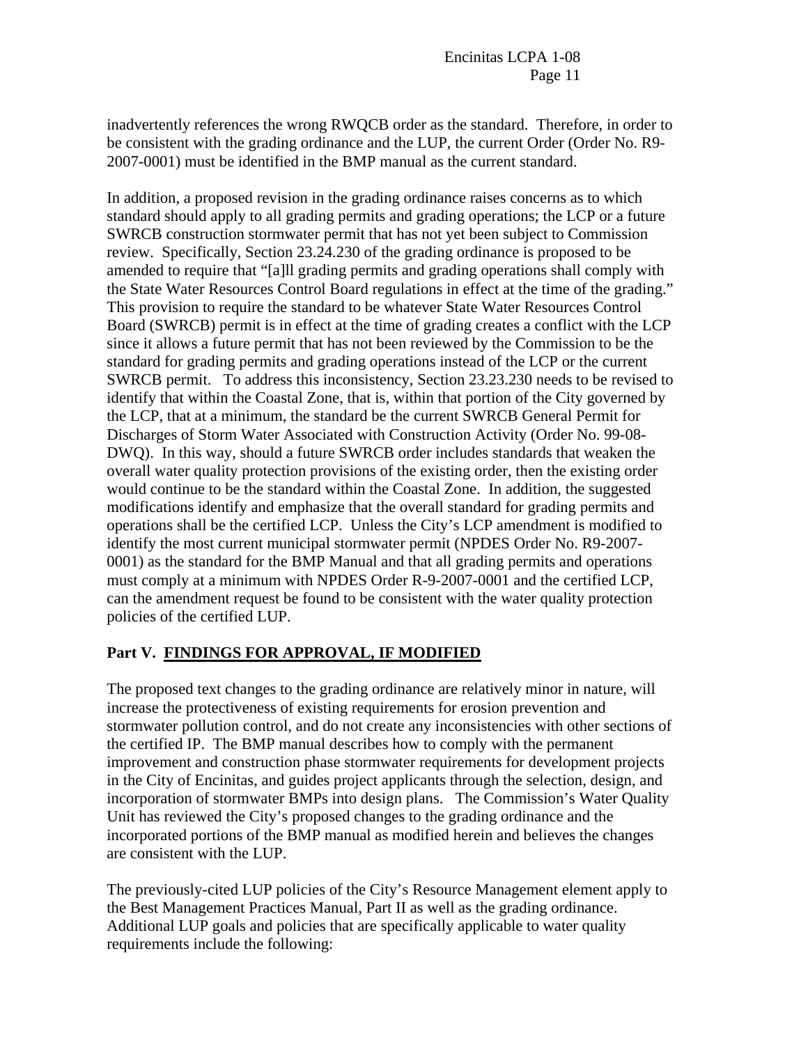inadvertently references the wrong RWQCB order as the standard. Therefore, in order to be consistent with the grading ordinance and the LUP, the current Order (Order No. R9-2007-0001) must be identified in the BMP manual as the current standard.

In addition, a proposed revision in the grading ordinance raises concerns as to which standard should apply to all grading permits and grading operations; the LCP or a future SWRCB construction stormwater permit that has not yet been subject to Commission review. Specifically, Section 23.24.230 of the grading ordinance is proposed to be amended to require that "[a]ll grading permits and grading operations shall comply with the State Water Resources Control Board regulations in effect at the time of the grading." This provision to require the standard to be whatever State Water Resources Control Board (SWRCB) permit is in effect at the time of grading creates a conflict with the LCP since it allows a future permit that has not been reviewed by the Commission to be the standard for grading permits and grading operations instead of the LCP or the current SWRCB permit. To address this inconsistency, Section 23.23.230 needs to be revised to identify that within the Coastal Zone, that is, within that portion of the City governed by the LCP, that at a minimum, the standard be the current SWRCB General Permit for Discharges of Storm Water Associated with Construction Activity (Order No. 99-08-DWQ). In this way, should a future SWRCB order includes standards that weaken the overall water quality protection provisions of the existing order, then the existing order would continue to be the standard within the Coastal Zone. In addition, the suggested modifications identify and emphasize that the overall standard for grading permits and operations shall be the certified LCP. Unless the City's LCP amendment is modified to identify the most current municipal stormwater permit (NPDES Order No. R9-2007-0001) as the standard for the BMP Manual and that all grading permits and operations must comply at a minimum with NPDES Order R-9-2007-0001 and the certified LCP, can the amendment request be found to be consistent with the water quality protection policies of the certified LUP.

## Part V. <u>FINDINGS FOR APPROVAL, IF MODIFIED</u>

The proposed text changes to the grading ordinance are relatively minor in nature, will increase the protectiveness of existing requirements for erosion prevention and stormwater pollution control, and do not create any inconsistencies with other sections of the certified IP. The BMP manual describes how to comply with the permanent improvement and construction phase stormwater requirements for development projects in the City of Encinitas, and guides project applicants through the selection, design, and incorporation of stormwater BMPs into design plans. The Commission's Water Quality Unit has reviewed the City's proposed changes to the grading ordinance and the incorporated portions of the BMP manual as modified herein and believes the changes are consistent with the LUP.

The previously-cited LUP policies of the City's Resource Management element apply to the Best Management Practices Manual, Part II as well as the grading ordinance. Additional LUP goals and policies that are specifically applicable to water quality requirements include the following: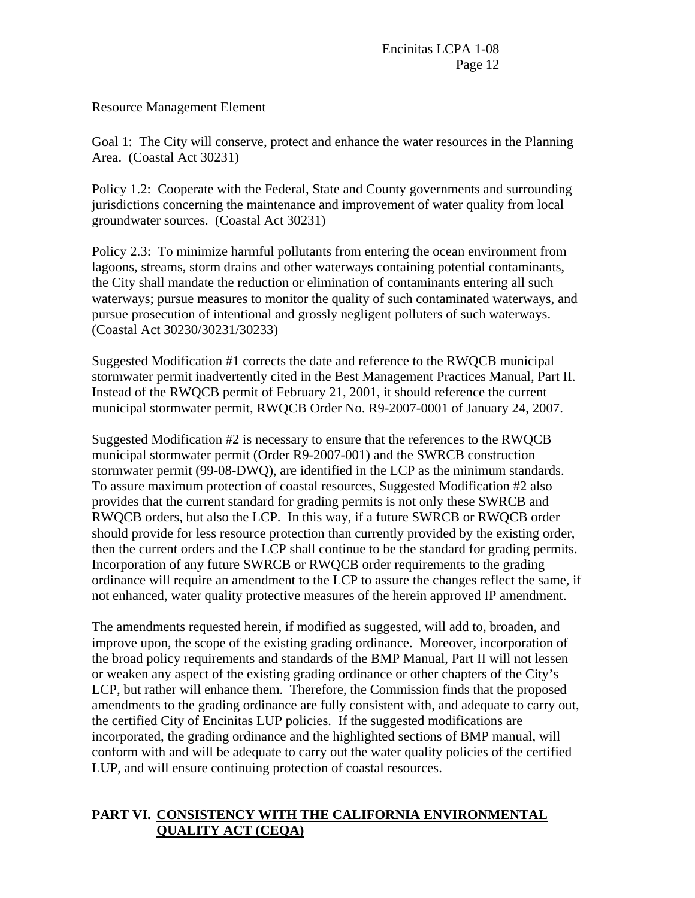Resource Management Element

Goal 1: The City will conserve, protect and enhance the water resources in the Planning Area. (Coastal Act 30231)

Policy 1.2: Cooperate with the Federal, State and County governments and surrounding jurisdictions concerning the maintenance and improvement of water quality from local groundwater sources. (Coastal Act 30231)

Policy 2.3: To minimize harmful pollutants from entering the ocean environment from lagoons, streams, storm drains and other waterways containing potential contaminants, the City shall mandate the reduction or elimination of contaminants entering all such waterways; pursue measures to monitor the quality of such contaminated waterways, and pursue prosecution of intentional and grossly negligent polluters of such waterways. (Coastal Act 30230/30231/30233)

Suggested Modification #1 corrects the date and reference to the RWQCB municipal stormwater permit inadvertently cited in the Best Management Practices Manual, Part II. Instead of the RWQCB permit of February 21, 2001, it should reference the current municipal stormwater permit, RWQCB Order No. R9-2007-0001 of January 24, 2007.

Suggested Modification #2 is necessary to ensure that the references to the RWQCB municipal stormwater permit (Order R9-2007-001) and the SWRCB construction stormwater permit (99-08-DWQ), are identified in the LCP as the minimum standards. To assure maximum protection of coastal resources, Suggested Modification #2 also provides that the current standard for grading permits is not only these SWRCB and RWQCB orders, but also the LCP. In this way, if a future SWRCB or RWQCB order should provide for less resource protection than currently provided by the existing order, then the current orders and the LCP shall continue to be the standard for grading permits. Incorporation of any future SWRCB or RWQCB order requirements to the grading ordinance will require an amendment to the LCP to assure the changes reflect the same, if not enhanced, water quality protective measures of the herein approved IP amendment.

The amendments requested herein, if modified as suggested, will add to, broaden, and improve upon, the scope of the existing grading ordinance. Moreover, incorporation of the broad policy requirements and standards of the BMP Manual, Part II will not lessen or weaken any aspect of the existing grading ordinance or other chapters of the City's LCP, but rather will enhance them. Therefore, the Commission finds that the proposed amendments to the grading ordinance are fully consistent with, and adequate to carry out, the certified City of Encinitas LUP policies. If the suggested modifications are incorporated, the grading ordinance and the highlighted sections of BMP manual, will conform with and will be adequate to carry out the water quality policies of the certified LUP, and will ensure continuing protection of coastal resources.

## PART VI. CONSISTENCY WITH THE CALIFORNIA ENVIRONMENTAL QUALITY ACT (CEQA)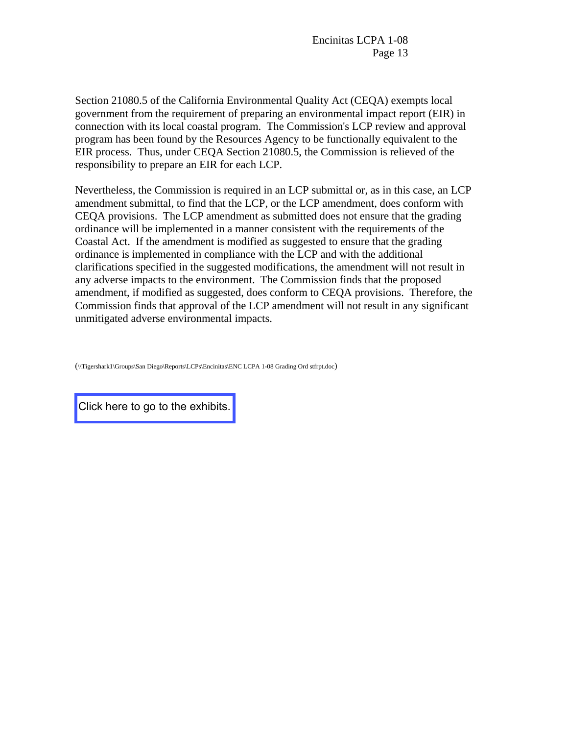Section 21080.5 of the California Environmental Quality Act (CEQA) exempts local government from the requirement of preparing an environmental impact report (EIR) in connection with its local coastal program. The Commission's LCP review and approval program has been found by the Resources Agency to be functionally equivalent to the EIR process. Thus, under CEQA Section 21080.5, the Commission is relieved of the responsibility to prepare an EIR for each LCP.

Nevertheless, the Commission is required in an LCP submittal or, as in this case, an LCP amendment submittal, to find that the LCP, or the LCP amendment, does conform with CEQA provisions. The LCP amendment as submitted does not ensure that the grading ordinance will be implemented in a manner consistent with the requirements of the Coastal Act. If the amendment is modified as suggested to ensure that the grading ordinance is implemented in compliance with the LCP and with the additional clarifications specified in the suggested modifications, the amendment will not result in any adverse impacts to the environment. The Commission finds that the proposed amendment, if modified as suggested, does conform to CEQA provisions. Therefore, the Commission finds that approval of the LCP amendment will not result in any significant unmitigated adverse environmental impacts.

(\\Tigershark1\Groups\San Diego\Reports\LCPs\Encinitas\ENC LCPA 1-08 Grading Ord stfrpt.doc)

Click here to go to the exhibits.